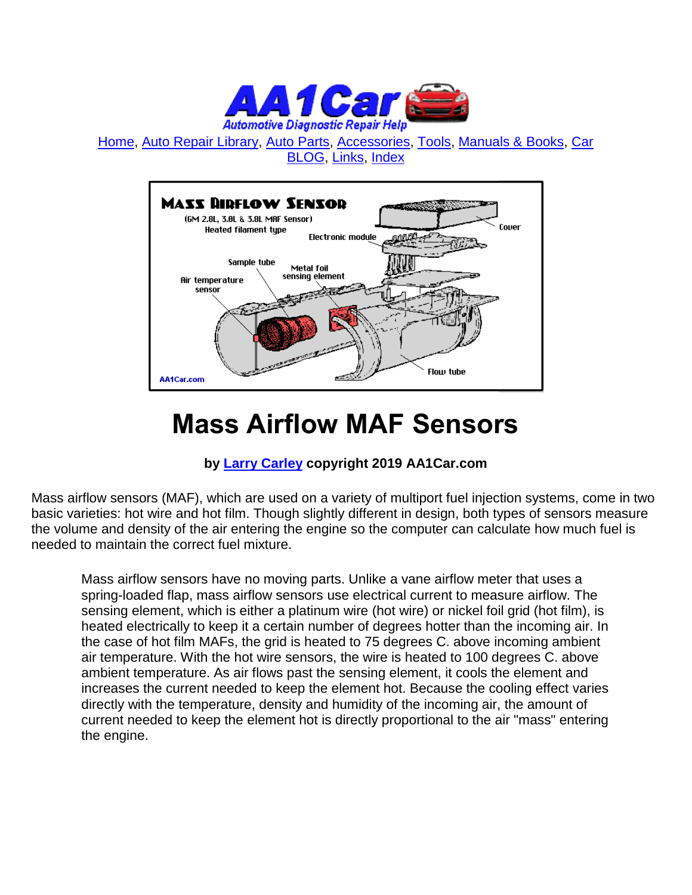Home, Auto Repair Library, Auto Parts, Accessories, Tools, Manuals & Books, Car BLOG, Links, Index

# Mass Airflow MAF Sensors

**by Larry Carley copyright 2019 AA1Car.com**

Mass airflow sensors (MAF), which are used on a variety of multiport fuel injection systems, come in two basic varieties: hot wire and hot film. Though slightly different in design, both types of sensors measure the volume and density of the air entering the engine so the computer can calculate how much fuel is needed to maintain the correct fuel mixture.

> Mass airflow sensors have no moving parts. Unlike a vane airflow meter that uses a spring-loaded flap, mass airflow sensors use electrical current to measure airflow. The sensing element, which is either a platinum wire (hot wire) or nickel foil grid (hot film), is heated electrically to keep it a certain number of degrees hotter than the incoming air. In the case of hot film MAFs, the grid is heated to 75 degrees C. above incoming ambient air temperature. With the hot wire sensors, the wire is heated to 100 degrees C. above ambient temperature. As air flows past the sensing element, it cools the element and increases the current needed to keep the element hot. Because the cooling effect varies directly with the temperature, density and humidity of the incoming air, the amount of current needed to keep the element hot is directly proportional to the air "mass" entering the engine.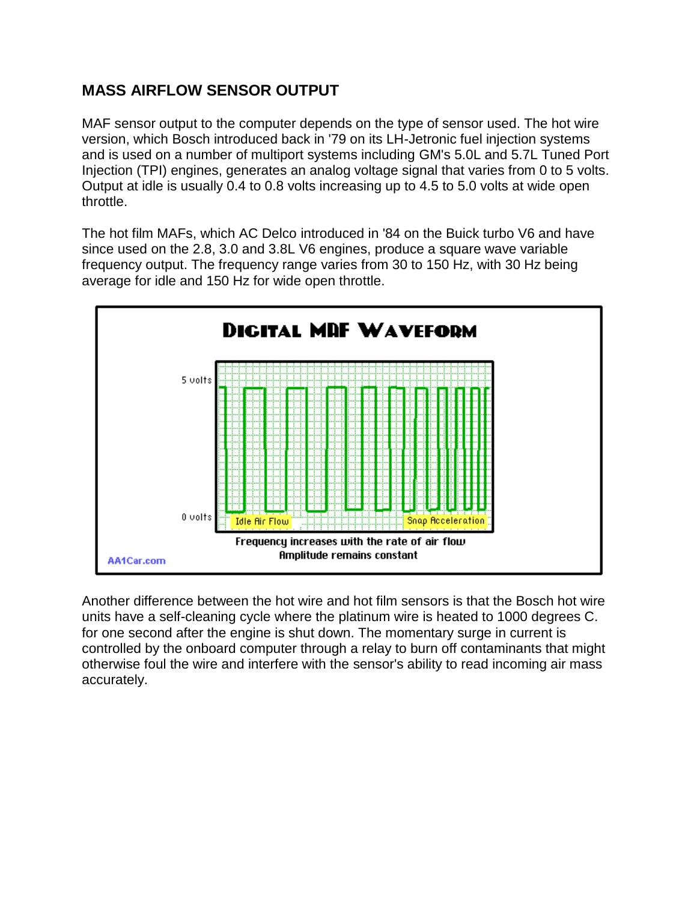## MASS AIRFLOW SENSOR OUTPUT

MAF sensor output to the computer depends on the type of sensor used. The hot wire version, which Bosch introduced back in '79 on its LH-Jetronic fuel injection systems and is used on a number of multiport systems including GM's 5.0L and 5.7L Tuned Port Injection (TPI) engines, generates an analog voltage signal that varies from 0 to 5 volts. Output at idle is usually 0.4 to 0.8 volts increasing up to 4.5 to 5.0 volts at wide open throttle.

The hot film MAFs, which AC Delco introduced in '84 on the Buick turbo V6 and have since used on the 2.8, 3.0 and 3.8L V6 engines, produce a square wave variable frequency output. The frequency range varies from 30 to 150 Hz, with 30 Hz being average for idle and 150 Hz for wide open throttle.

**DIGITAL MAF WAVEFORM**

5 volts

0 volts

Idle Air Flow

Snap Acceleration

Frequency increases with the rate of air flow
Amplitude remains constant

AA1Car.com

Another difference between the hot wire and hot film sensors is that the Bosch hot wire units have a self-cleaning cycle where the platinum wire is heated to 1000 degrees C. for one second after the engine is shut down. The momentary surge in current is controlled by the onboard computer through a relay to burn off contaminants that might otherwise foul the wire and interfere with the sensor's ability to read incoming air mass accurately.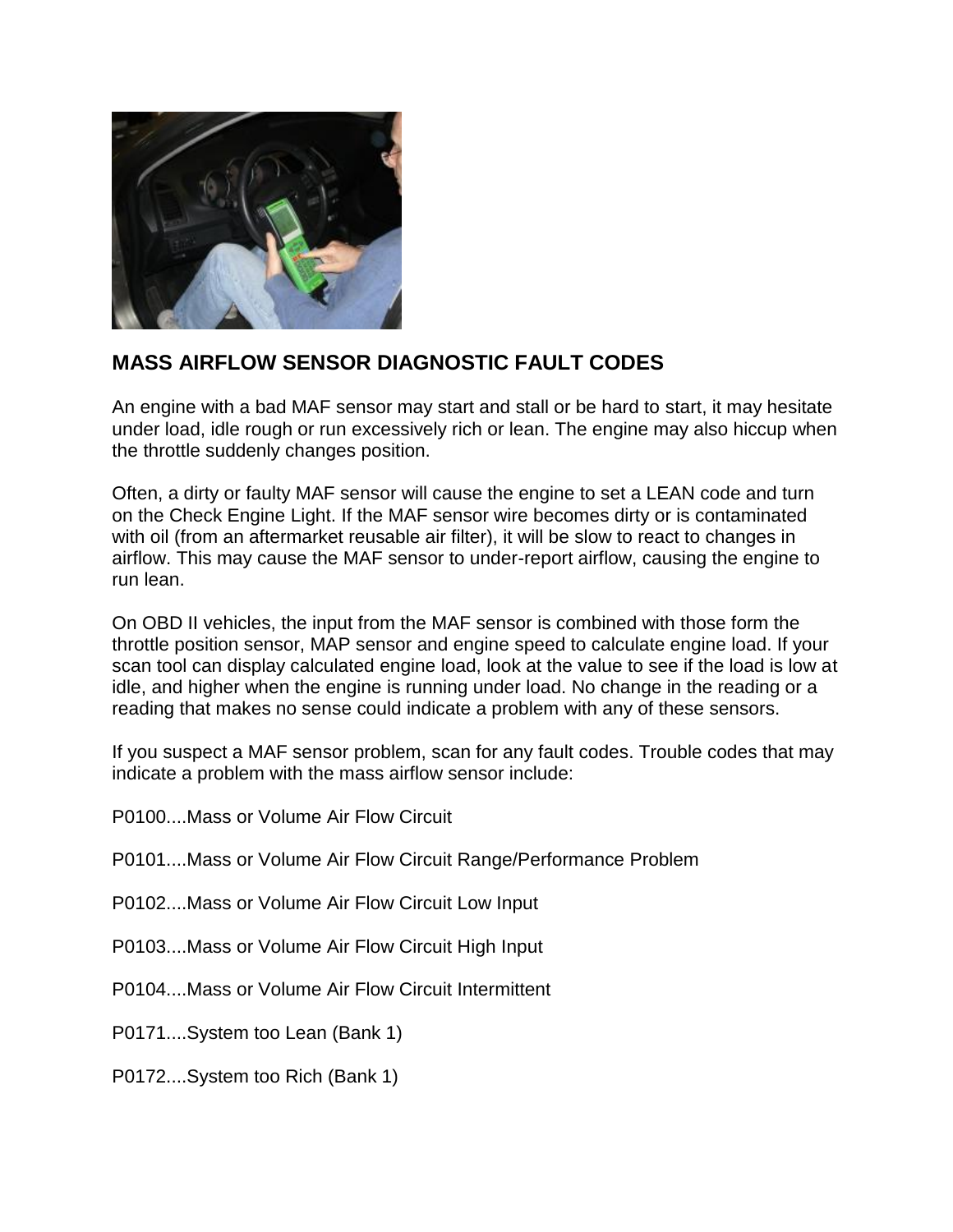## MASS AIRFLOW SENSOR DIAGNOSTIC FAULT CODES

An engine with a bad MAF sensor may start and stall or be hard to start, it may hesitate under load, idle rough or run excessively rich or lean. The engine may also hiccup when the throttle suddenly changes position.

Often, a dirty or faulty MAF sensor will cause the engine to set a LEAN code and turn on the Check Engine Light. If the MAF sensor wire becomes dirty or is contaminated with oil (from an aftermarket reusable air filter), it will be slow to react to changes in airflow. This may cause the MAF sensor to under-report airflow, causing the engine to run lean.

On OBD II vehicles, the input from the MAF sensor is combined with those form the throttle position sensor, MAP sensor and engine speed to calculate engine load. If your scan tool can display calculated engine load, look at the value to see if the load is low at idle, and higher when the engine is running under load. No change in the reading or a reading that makes no sense could indicate a problem with any of these sensors.

If you suspect a MAF sensor problem, scan for any fault codes. Trouble codes that may indicate a problem with the mass airflow sensor include:

P0100....Mass or Volume Air Flow Circuit

P0101....Mass or Volume Air Flow Circuit Range/Performance Problem

P0102....Mass or Volume Air Flow Circuit Low Input

P0103....Mass or Volume Air Flow Circuit High Input

P0104....Mass or Volume Air Flow Circuit Intermittent

P0171....System too Lean (Bank 1)

P0172....System too Rich (Bank 1)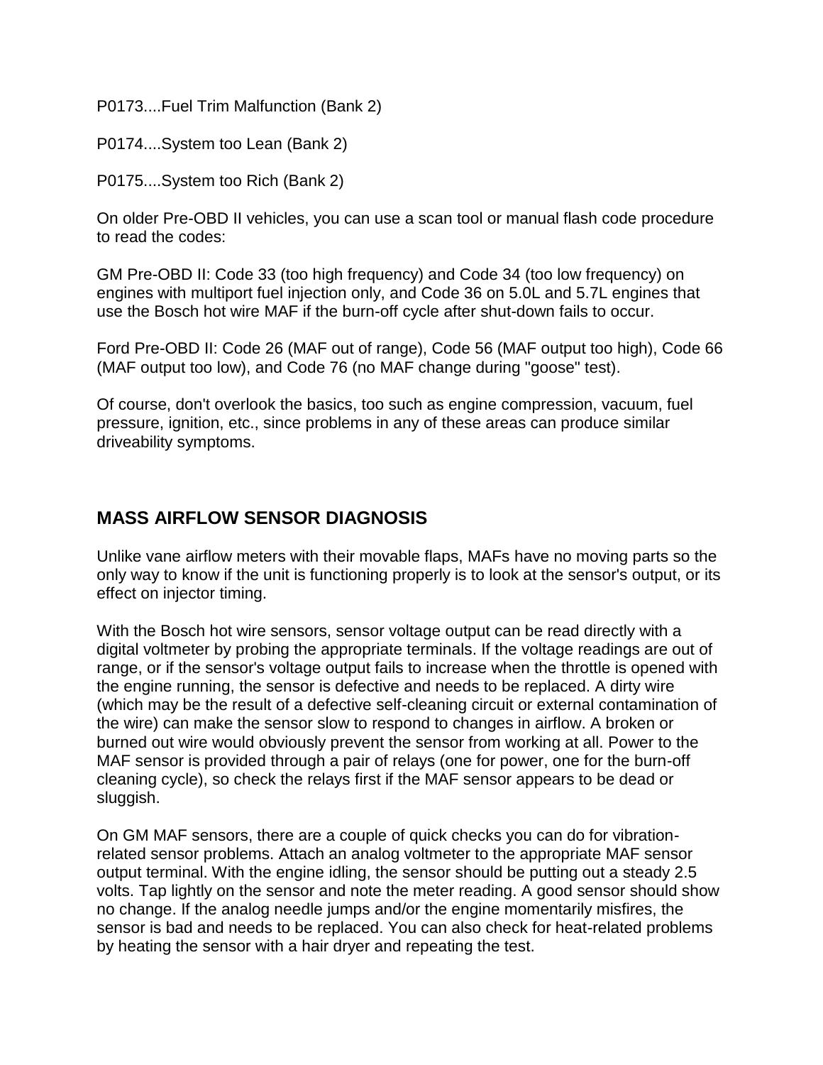P0173....Fuel Trim Malfunction (Bank 2)

P0174....System too Lean (Bank 2)

P0175....System too Rich (Bank 2)

On older Pre-OBD II vehicles, you can use a scan tool or manual flash code procedure to read the codes:

GM Pre-OBD II: Code 33 (too high frequency) and Code 34 (too low frequency) on engines with multiport fuel injection only, and Code 36 on 5.0L and 5.7L engines that use the Bosch hot wire MAF if the burn-off cycle after shut-down fails to occur.

Ford Pre-OBD II: Code 26 (MAF out of range), Code 56 (MAF output too high), Code 66 (MAF output too low), and Code 76 (no MAF change during "goose" test).

Of course, don't overlook the basics, too such as engine compression, vacuum, fuel pressure, ignition, etc., since problems in any of these areas can produce similar driveability symptoms.

## MASS AIRFLOW SENSOR DIAGNOSIS

Unlike vane airflow meters with their movable flaps, MAFs have no moving parts so the only way to know if the unit is functioning properly is to look at the sensor's output, or its effect on injector timing.

With the Bosch hot wire sensors, sensor voltage output can be read directly with a digital voltmeter by probing the appropriate terminals. If the voltage readings are out of range, or if the sensor's voltage output fails to increase when the throttle is opened with the engine running, the sensor is defective and needs to be replaced. A dirty wire (which may be the result of a defective self-cleaning circuit or external contamination of the wire) can make the sensor slow to respond to changes in airflow. A broken or burned out wire would obviously prevent the sensor from working at all. Power to the MAF sensor is provided through a pair of relays (one for power, one for the burn-off cleaning cycle), so check the relays first if the MAF sensor appears to be dead or sluggish.

On GM MAF sensors, there are a couple of quick checks you can do for vibration-related sensor problems. Attach an analog voltmeter to the appropriate MAF sensor output terminal. With the engine idling, the sensor should be putting out a steady 2.5 volts. Tap lightly on the sensor and note the meter reading. A good sensor should show no change. If the analog needle jumps and/or the engine momentarily misfires, the sensor is bad and needs to be replaced. You can also check for heat-related problems by heating the sensor with a hair dryer and repeating the test.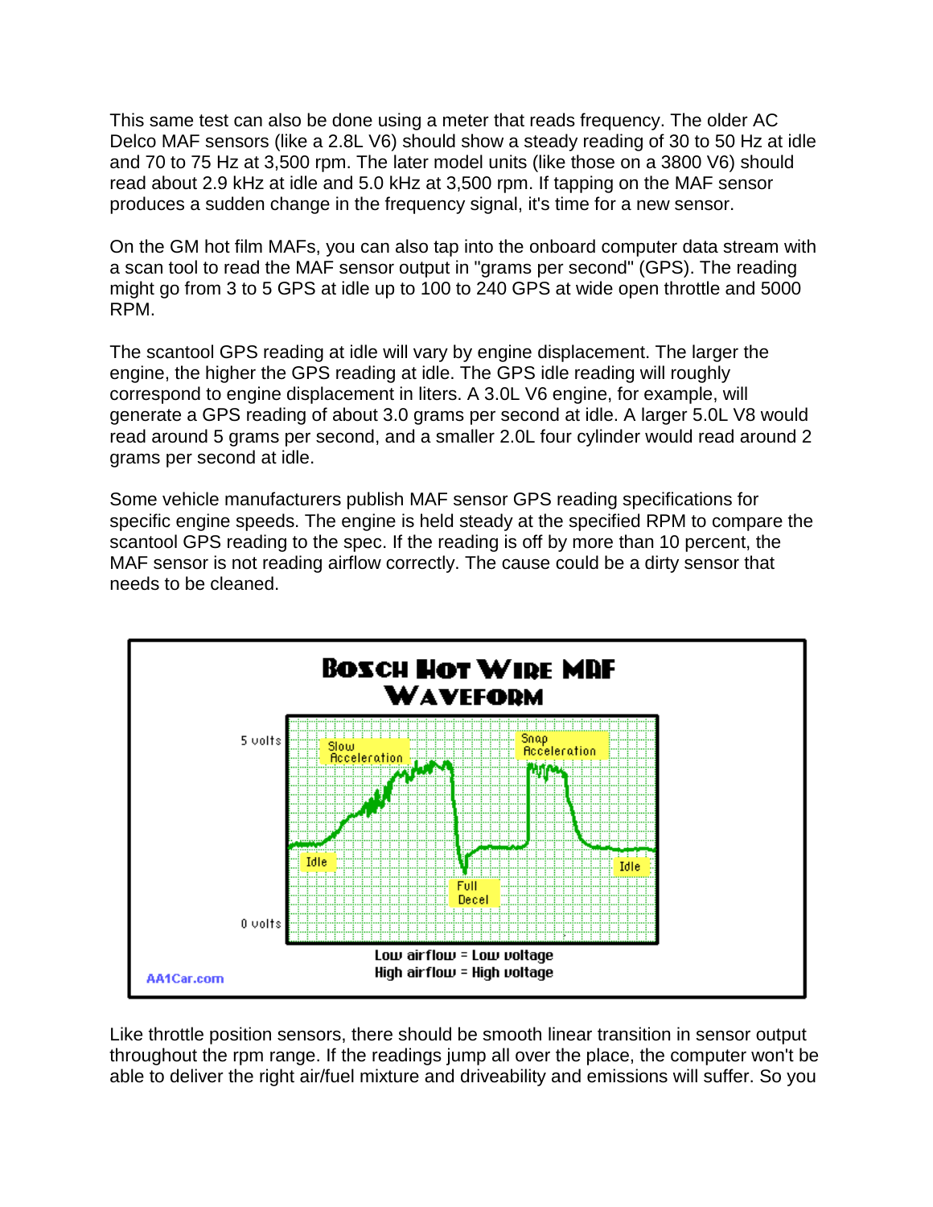This same test can also be done using a meter that reads frequency. The older AC Delco MAF sensors (like a 2.8L V6) should show a steady reading of 30 to 50 Hz at idle and 70 to 75 Hz at 3,500 rpm. The later model units (like those on a 3800 V6) should read about 2.9 kHz at idle and 5.0 kHz at 3,500 rpm. If tapping on the MAF sensor produces a sudden change in the frequency signal, it's time for a new sensor.

On the GM hot film MAFs, you can also tap into the onboard computer data stream with a scan tool to read the MAF sensor output in "grams per second" (GPS). The reading might go from 3 to 5 GPS at idle up to 100 to 240 GPS at wide open throttle and 5000 RPM.

The scantool GPS reading at idle will vary by engine displacement. The larger the engine, the higher the GPS reading at idle. The GPS idle reading will roughly correspond to engine displacement in liters. A 3.0L V6 engine, for example, will generate a GPS reading of about 3.0 grams per second at idle. A larger 5.0L V8 would read around 5 grams per second, and a smaller 2.0L four cylinder would read around 2 grams per second at idle.

Some vehicle manufacturers publish MAF sensor GPS reading specifications for specific engine speeds. The engine is held steady at the specified RPM to compare the scantool GPS reading to the spec. If the reading is off by more than 10 percent, the MAF sensor is not reading airflow correctly. The cause could be a dirty sensor that needs to be cleaned.

Like throttle position sensors, there should be smooth linear transition in sensor output throughout the rpm range. If the readings jump all over the place, the computer won't be able to deliver the right air/fuel mixture and driveability and emissions will suffer. So you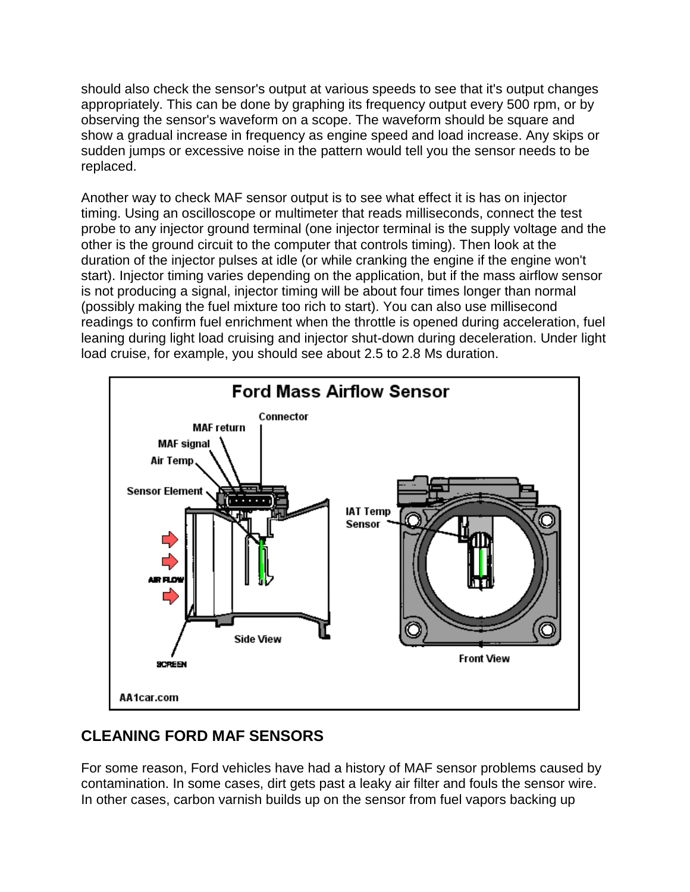should also check the sensor's output at various speeds to see that it's output changes appropriately. This can be done by graphing its frequency output every 500 rpm, or by observing the sensor's waveform on a scope. The waveform should be square and show a gradual increase in frequency as engine speed and load increase. Any skips or sudden jumps or excessive noise in the pattern would tell you the sensor needs to be replaced.

Another way to check MAF sensor output is to see what effect it is has on injector timing. Using an oscilloscope or multimeter that reads milliseconds, connect the test probe to any injector ground terminal (one injector terminal is the supply voltage and the other is the ground circuit to the computer that controls timing). Then look at the duration of the injector pulses at idle (or while cranking the engine if the engine won't start). Injector timing varies depending on the application, but if the mass airflow sensor is not producing a signal, injector timing will be about four times longer than normal (possibly making the fuel mixture too rich to start). You can also use millisecond readings to confirm fuel enrichment when the throttle is opened during acceleration, fuel leaning during light load cruising and injector shut-down during deceleration. Under light load cruise, for example, you should see about 2.5 to 2.8 Ms duration.

## CLEANING FORD MAF SENSORS

For some reason, Ford vehicles have had a history of MAF sensor problems caused by contamination. In some cases, dirt gets past a leaky air filter and fouls the sensor wire. In other cases, carbon varnish builds up on the sensor from fuel vapors backing up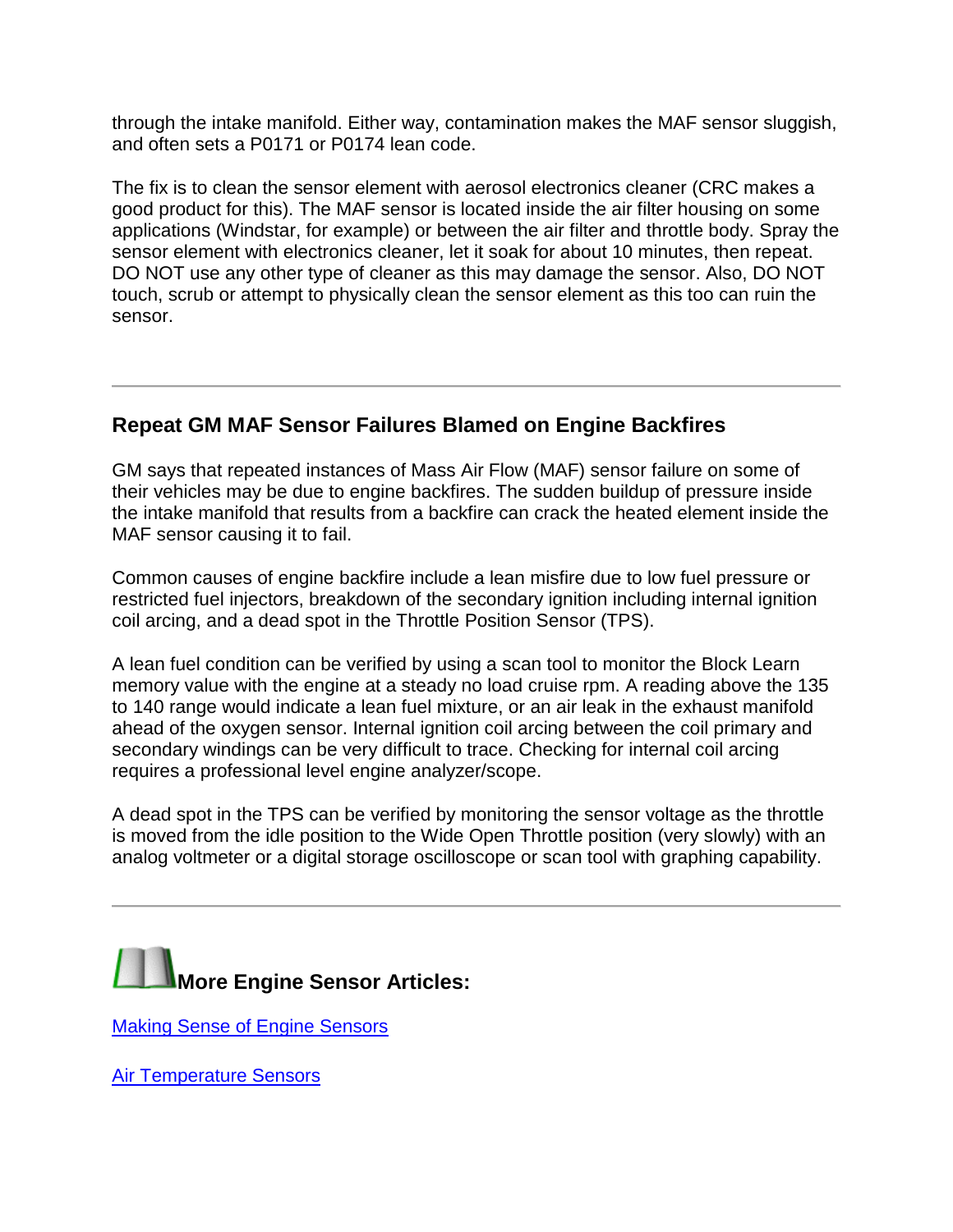through the intake manifold. Either way, contamination makes the MAF sensor sluggish, and often sets a P0171 or P0174 lean code.

The fix is to clean the sensor element with aerosol electronics cleaner (CRC makes a good product for this). The MAF sensor is located inside the air filter housing on some applications (Windstar, for example) or between the air filter and throttle body. Spray the sensor element with electronics cleaner, let it soak for about 10 minutes, then repeat. DO NOT use any other type of cleaner as this may damage the sensor. Also, DO NOT touch, scrub or attempt to physically clean the sensor element as this too can ruin the sensor.

---

## Repeat GM MAF Sensor Failures Blamed on Engine Backfires

GM says that repeated instances of Mass Air Flow (MAF) sensor failure on some of their vehicles may be due to engine backfires. The sudden buildup of pressure inside the intake manifold that results from a backfire can crack the heated element inside the MAF sensor causing it to fail.

Common causes of engine backfire include a lean misfire due to low fuel pressure or restricted fuel injectors, breakdown of the secondary ignition including internal ignition coil arcing, and a dead spot in the Throttle Position Sensor (TPS).

A lean fuel condition can be verified by using a scan tool to monitor the Block Learn memory value with the engine at a steady no load cruise rpm. A reading above the 135 to 140 range would indicate a lean fuel mixture, or an air leak in the exhaust manifold ahead of the oxygen sensor. Internal ignition coil arcing between the coil primary and secondary windings can be very difficult to trace. Checking for internal coil arcing requires a professional level engine analyzer/scope.

A dead spot in the TPS can be verified by monitoring the sensor voltage as the throttle is moved from the idle position to the Wide Open Throttle position (very slowly) with an analog voltmeter or a digital storage oscilloscope or scan tool with graphing capability.

---

## More Engine Sensor Articles:

Making Sense of Engine Sensors

Air Temperature Sensors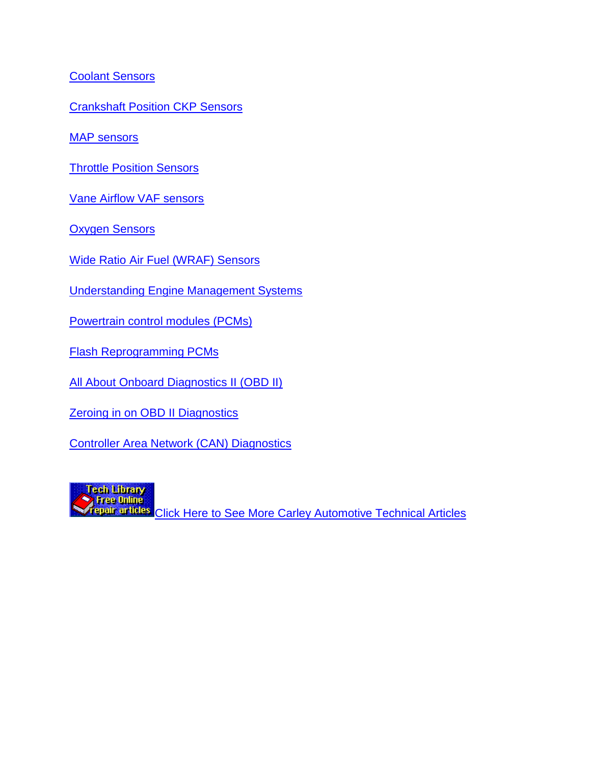Coolant Sensors

Crankshaft Position CKP Sensors

MAP sensors

Throttle Position Sensors

Vane Airflow VAF sensors

Oxygen Sensors

Wide Ratio Air Fuel (WRAF) Sensors

Understanding Engine Management Systems

Powertrain control modules (PCMs)

Flash Reprogramming PCMs

All About Onboard Diagnostics II (OBD II)

Zeroing in on OBD II Diagnostics

Controller Area Network (CAN) Diagnostics

Tech Library Free Online repair articles Click Here to See More Carley Automotive Technical Articles